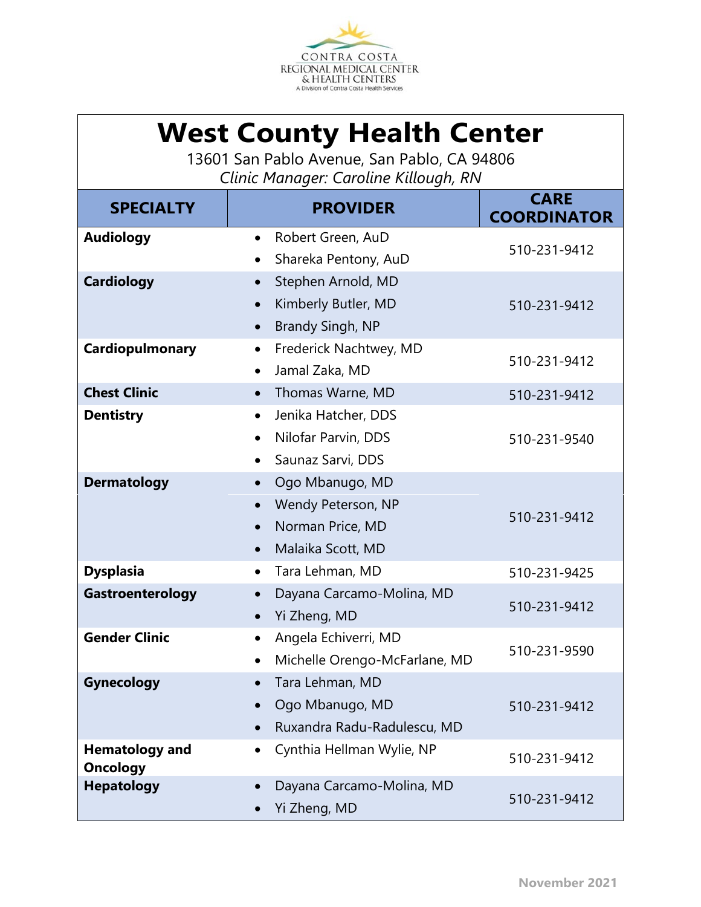CONTRA COSTA
REGIONAL MEDICAL CENTER
& HEALTH CENTERS
A Division of Contra Costa Health Services

# West County Health Center

13601 San Pablo Avenue, San Pablo, CA 94806

*Clinic Manager: Caroline Killough, RN*

| SPECIALTY | PROVIDER | CARE COORDINATOR |
|---|---|---|
| **Audiology** | • Robert Green, AuD<br>• Shareka Pentony, AuD | 510-231-9412 |
| **Cardiology** | • Stephen Arnold, MD<br>• Kimberly Butler, MD<br>• Brandy Singh, NP | 510-231-9412 |
| **Cardiopulmonary** | • Frederick Nachtwey, MD<br>• Jamal Zaka, MD | 510-231-9412 |
| **Chest Clinic** | • Thomas Warne, MD | 510-231-9412 |
| **Dentistry** | • Jenika Hatcher, DDS<br>• Nilofar Parvin, DDS<br>• Saunaz Sarvi, DDS | 510-231-9540 |
| **Dermatology** | • Ogo Mbanugo, MD<br>• Wendy Peterson, NP<br>• Norman Price, MD<br>• Malaika Scott, MD | 510-231-9412 |
| **Dysplasia** | • Tara Lehman, MD | 510-231-9425 |
| **Gastroenterology** | • Dayana Carcamo-Molina, MD<br>• Yi Zheng, MD | 510-231-9412 |
| **Gender Clinic** | • Angela Echiverri, MD<br>• Michelle Orengo-McFarlane, MD | 510-231-9590 |
| **Gynecology** | • Tara Lehman, MD<br>• Ogo Mbanugo, MD<br>• Ruxandra Radu-Radulescu, MD | 510-231-9412 |
| **Hematology and Oncology** | • Cynthia Hellman Wylie, NP | 510-231-9412 |
| **Hepatology** | • Dayana Carcamo-Molina, MD<br>• Yi Zheng, MD | 510-231-9412 |

November 2021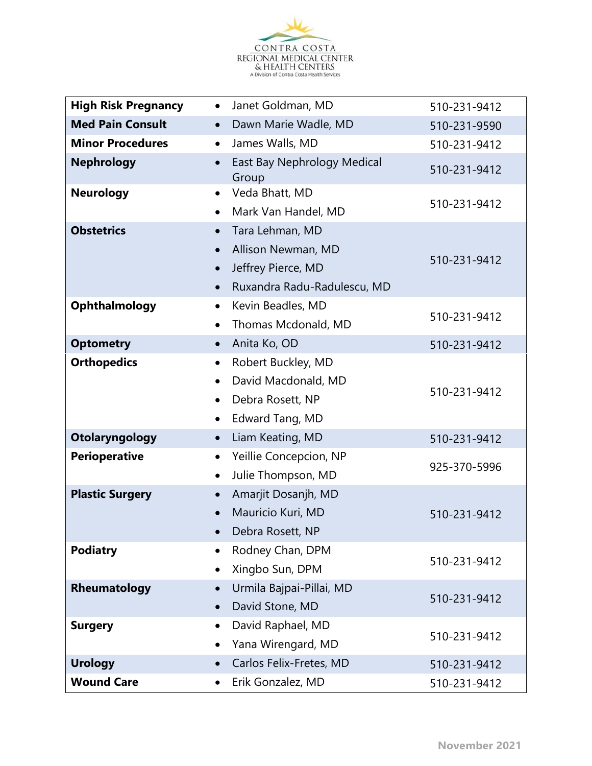CONTRA COSTA
REGIONAL MEDICAL CENTER
& HEALTH CENTERS
A Division of Contra Costa Health Services

| | | |
|---|---|---|
| **High Risk Pregnancy** | • Janet Goldman, MD | 510-231-9412 |
| **Med Pain Consult** | • Dawn Marie Wadle, MD | 510-231-9590 |
| **Minor Procedures** | • James Walls, MD | 510-231-9412 |
| **Nephrology** | • East Bay Nephrology Medical Group | 510-231-9412 |
| **Neurology** | • Veda Bhatt, MD<br>• Mark Van Handel, MD | 510-231-9412 |
| **Obstetrics** | • Tara Lehman, MD<br>• Allison Newman, MD<br>• Jeffrey Pierce, MD<br>• Ruxandra Radu-Radulescu, MD | 510-231-9412 |
| **Ophthalmology** | • Kevin Beadles, MD<br>• Thomas Mcdonald, MD | 510-231-9412 |
| **Optometry** | • Anita Ko, OD | 510-231-9412 |
| **Orthopedics** | • Robert Buckley, MD<br>• David Macdonald, MD<br>• Debra Rosett, NP<br>• Edward Tang, MD | 510-231-9412 |
| **Otolaryngology** | • Liam Keating, MD | 510-231-9412 |
| **Perioperative** | • Yeillie Concepcion, NP<br>• Julie Thompson, MD | 925-370-5996 |
| **Plastic Surgery** | • Amarjit Dosanjh, MD<br>• Mauricio Kuri, MD<br>• Debra Rosett, NP | 510-231-9412 |
| **Podiatry** | • Rodney Chan, DPM<br>• Xingbo Sun, DPM | 510-231-9412 |
| **Rheumatology** | • Urmila Bajpai-Pillai, MD<br>• David Stone, MD | 510-231-9412 |
| **Surgery** | • David Raphael, MD<br>• Yana Wirengard, MD | 510-231-9412 |
| **Urology** | • Carlos Felix-Fretes, MD | 510-231-9412 |
| **Wound Care** | • Erik Gonzalez, MD | 510-231-9412 |

November 2021